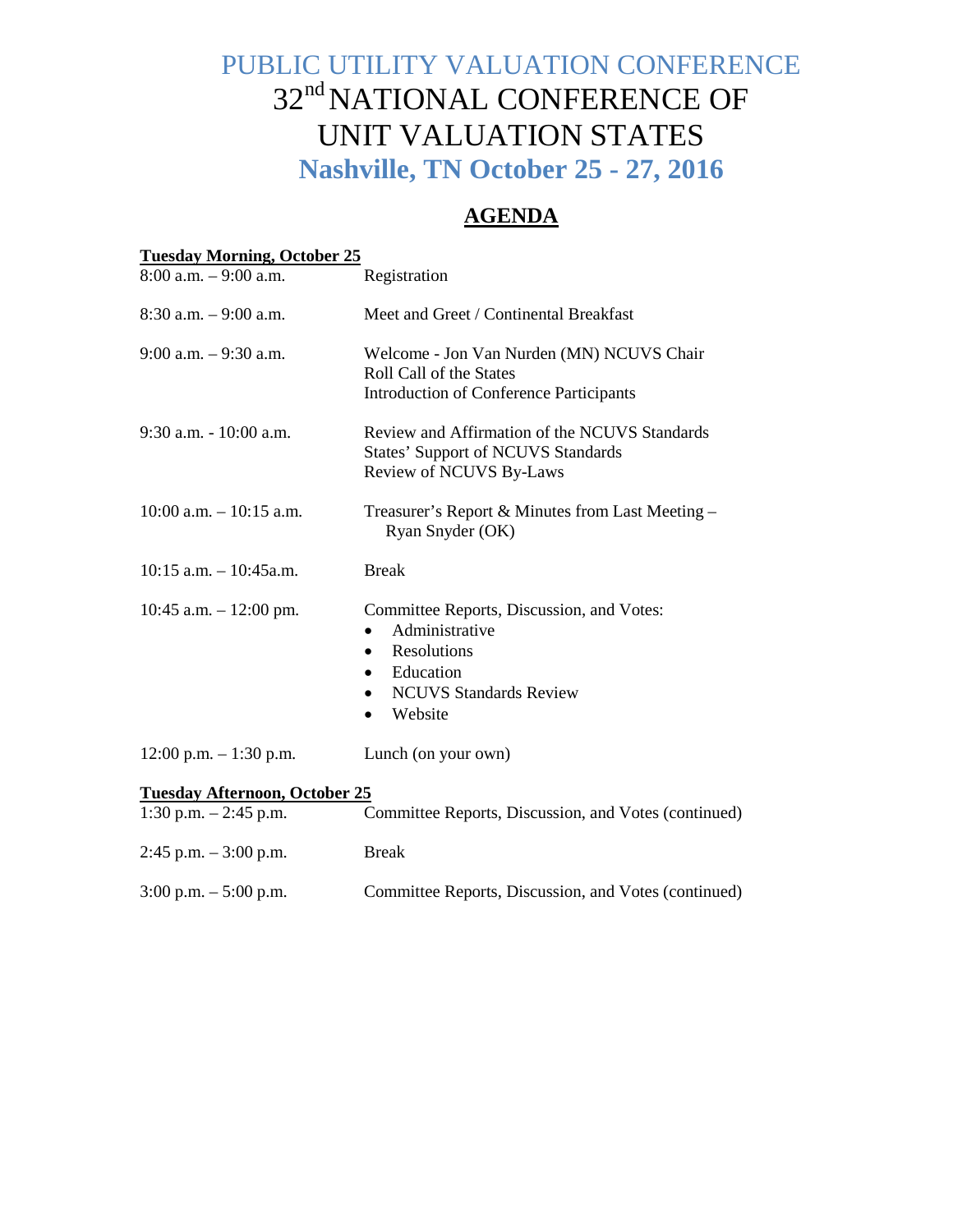# PUBLIC UTILITY VALUATION CONFERENCE

# 32nd NATIONAL CONFERENCE OF UNIT VALUATION STATES

## Nashville, TN October 25 - 27, 2016

## AGENDA

**Tuesday Morning, October 25**

| | |
|---|---|
| 8:00 a.m. – 9:00 a.m. | Registration |
| 8:30 a.m. – 9:00 a.m. | Meet and Greet / Continental Breakfast |
| 9:00 a.m. – 9:30 a.m. | Welcome - Jon Van Nurden (MN) NCUVS Chair<br>Roll Call of the States<br>Introduction of Conference Participants |
| 9:30 a.m. - 10:00 a.m. | Review and Affirmation of the NCUVS Standards<br>States' Support of NCUVS Standards<br>Review of NCUVS By-Laws |
| 10:00 a.m. – 10:15 a.m. | Treasurer's Report & Minutes from Last Meeting – Ryan Snyder (OK) |
| 10:15 a.m. – 10:45a.m. | Break |
| 10:45 a.m. – 12:00 pm. | Committee Reports, Discussion, and Votes:<br>• Administrative<br>• Resolutions<br>• Education<br>• NCUVS Standards Review<br>• Website |
| 12:00 p.m. – 1:30 p.m. | Lunch (on your own) |

**Tuesday Afternoon, October 25**

| | |
|---|---|
| 1:30 p.m. – 2:45 p.m. | Committee Reports, Discussion, and Votes (continued) |
| 2:45 p.m. – 3:00 p.m. | Break |
| 3:00 p.m. – 5:00 p.m. | Committee Reports, Discussion, and Votes (continued) |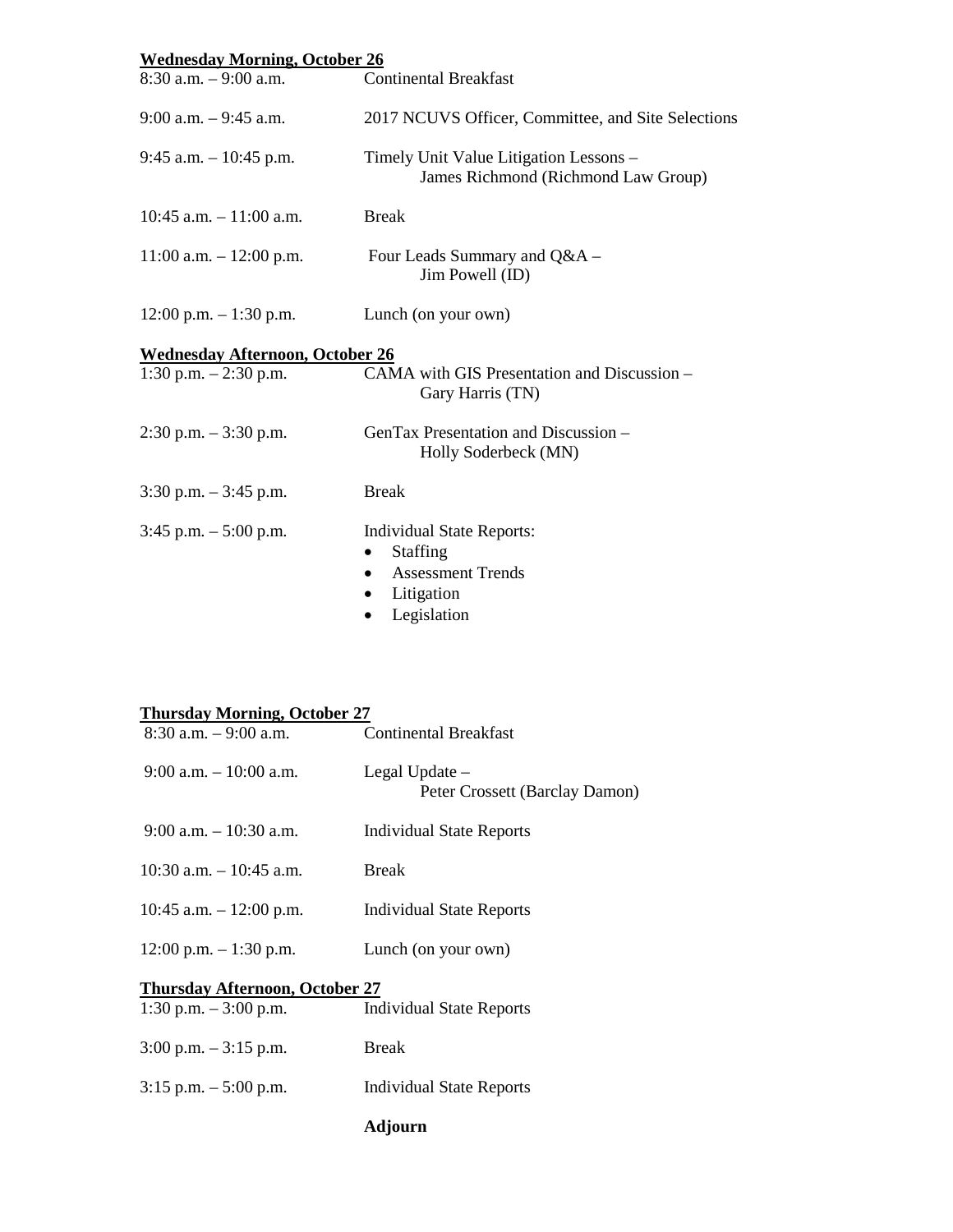**Wednesday Morning, October 26**

| | |
|---|---|
| 8:30 a.m. – 9:00 a.m. | Continental Breakfast |
| 9:00 a.m. – 9:45 a.m. | 2017 NCUVS Officer, Committee, and Site Selections |
| 9:45 a.m. – 10:45 p.m. | Timely Unit Value Litigation Lessons – James Richmond (Richmond Law Group) |
| 10:45 a.m. – 11:00 a.m. | Break |
| 11:00 a.m. – 12:00 p.m. | Four Leads Summary and Q&A – Jim Powell (ID) |
| 12:00 p.m. – 1:30 p.m. | Lunch (on your own) |

**Wednesday Afternoon, October 26**

| | |
|---|---|
| 1:30 p.m. – 2:30 p.m. | CAMA with GIS Presentation and Discussion – Gary Harris (TN) |
| 2:30 p.m. – 3:30 p.m. | GenTax Presentation and Discussion – Holly Soderbeck (MN) |
| 3:30 p.m. – 3:45 p.m. | Break |
| 3:45 p.m. – 5:00 p.m. | Individual State Reports:<br>• Staffing<br>• Assessment Trends<br>• Litigation<br>• Legislation |

**Thursday Morning, October 27**

| | |
|---|---|
| 8:30 a.m. – 9:00 a.m. | Continental Breakfast |
| 9:00 a.m. – 10:00 a.m. | Legal Update – Peter Crossett (Barclay Damon) |
| 9:00 a.m. – 10:30 a.m. | Individual State Reports |
| 10:30 a.m. – 10:45 a.m. | Break |
| 10:45 a.m. – 12:00 p.m. | Individual State Reports |
| 12:00 p.m. – 1:30 p.m. | Lunch (on your own) |

**Thursday Afternoon, October 27**

| | |
|---|---|
| 1:30 p.m. – 3:00 p.m. | Individual State Reports |
| 3:00 p.m. – 3:15 p.m. | Break |
| 3:15 p.m. – 5:00 p.m. | Individual State Reports |
| | **Adjourn** |